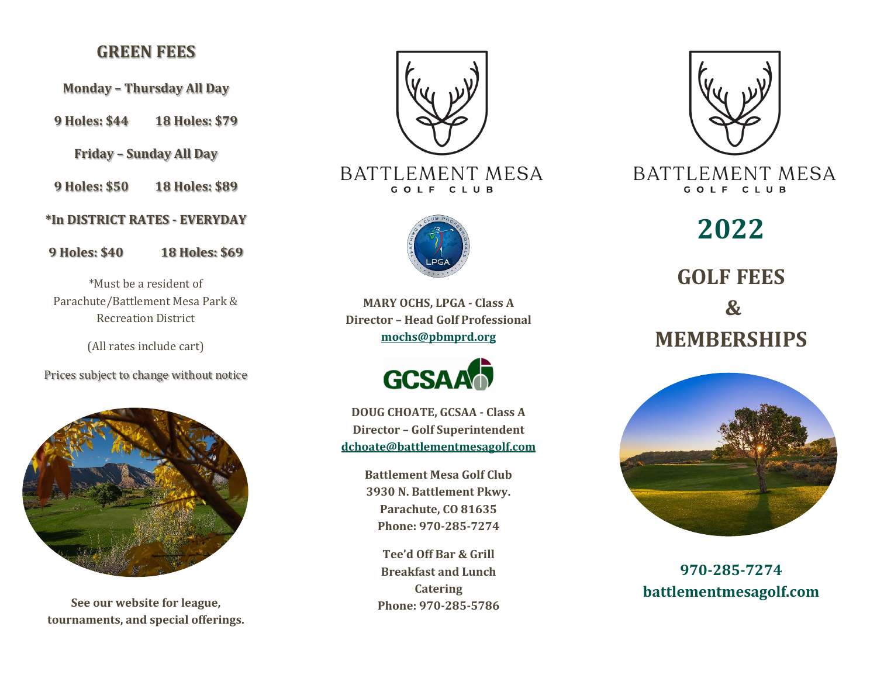## GREEN FEES

**Monday – Thursday All Day**

**9 Holes: $44 18 Holes: $79**

**Friday – Sunday All Day**

**9 Holes: $50 18 Holes: $89**

***In DISTRICT RATES - EVERYDAY**

**9 Holes: $40 18 Holes: $69**

*Must be a resident of Parachute/Battlement Mesa Park & Recreation District

(All rates include cart)

Prices subject to change without notice

**See our website for league, tournaments, and special offerings.**

BATTLEMENT MESA
GOLF CLUB

**MARY OCHS, LPGA - Class A**
**Director – Head Golf Professional**
**mochs@pbmprd.org**

**DOUG CHOATE, GCSAA - Class A**
**Director – Golf Superintendent**
**dchoate@battlementmesagolf.com**

**Battlement Mesa Golf Club**
**3930 N. Battlement Pkwy.**
**Parachute, CO 81635**
**Phone: 970-285-7274**

**Tee'd Off Bar & Grill**
**Breakfast and Lunch**
**Catering**
**Phone: 970-285-5786**

BATTLEMENT MESA
GOLF CLUB

# 2022

# GOLF FEES & MEMBERSHIPS

**970-285-7274**
**battlementmesagolf.com**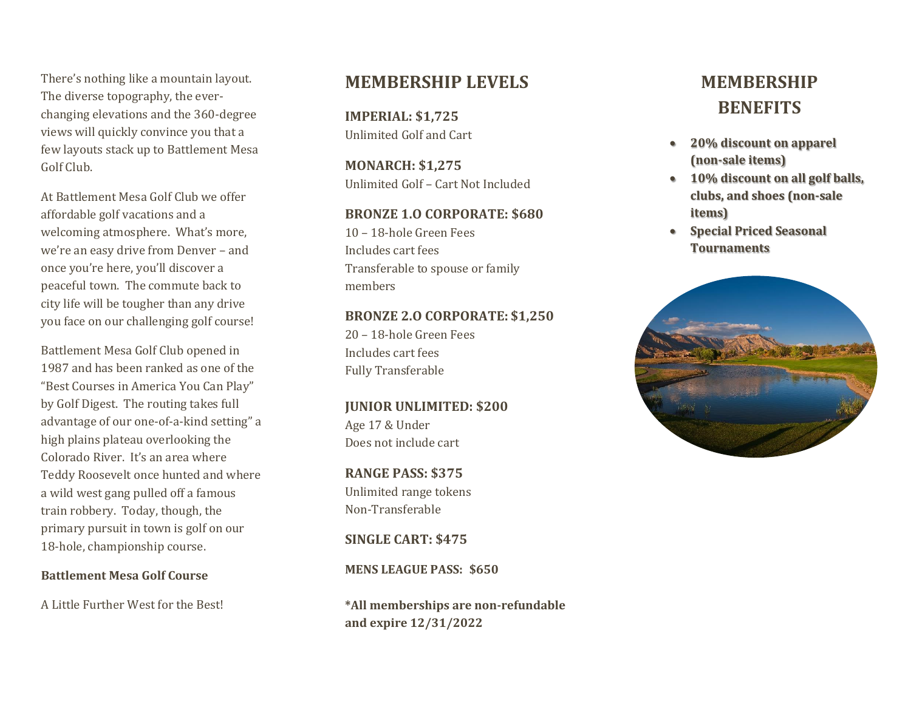There's nothing like a mountain layout. The diverse topography, the ever-changing elevations and the 360-degree views will quickly convince you that a few layouts stack up to Battlement Mesa Golf Club.

At Battlement Mesa Golf Club we offer affordable golf vacations and a welcoming atmosphere. What's more, we're an easy drive from Denver – and once you're here, you'll discover a peaceful town. The commute back to city life will be tougher than any drive you face on our challenging golf course!

Battlement Mesa Golf Club opened in 1987 and has been ranked as one of the "Best Courses in America You Can Play" by Golf Digest. The routing takes full advantage of our one-of-a-kind setting" a high plains plateau overlooking the Colorado River. It's an area where Teddy Roosevelt once hunted and where a wild west gang pulled off a famous train robbery. Today, though, the primary pursuit in town is golf on our 18-hole, championship course.

**Battlement Mesa Golf Course**

A Little Further West for the Best!

## MEMBERSHIP LEVELS

**IMPERIAL: $1,725**
Unlimited Golf and Cart

**MONARCH: $1,275**
Unlimited Golf – Cart Not Included

**BRONZE 1.O CORPORATE: $680**
10 – 18-hole Green Fees
Includes cart fees
Transferable to spouse or family members

**BRONZE 2.O CORPORATE: $1,250**
20 – 18-hole Green Fees
Includes cart fees
Fully Transferable

**JUNIOR UNLIMITED: $200**
Age 17 & Under
Does not include cart

**RANGE PASS: $375**
Unlimited range tokens
Non-Transferable

**SINGLE CART: $475**

**MENS LEAGUE PASS: $650**

**\*All memberships are non-refundable and expire 12/31/2022**

## MEMBERSHIP BENEFITS

- **20% discount on apparel (non-sale items)**
- **10% discount on all golf balls, clubs, and shoes (non-sale items)**
- **Special Priced Seasonal Tournaments**